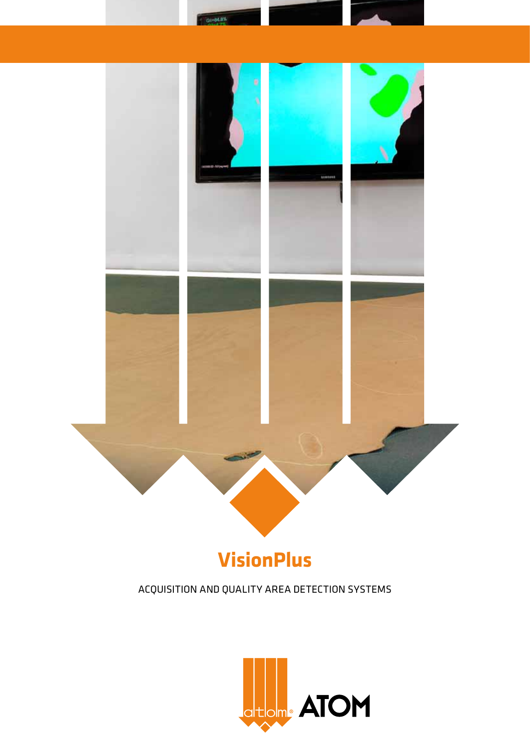# VisionPlus

ACQUISITION AND QUALITY AREA DETECTION SYSTEMS

ATOM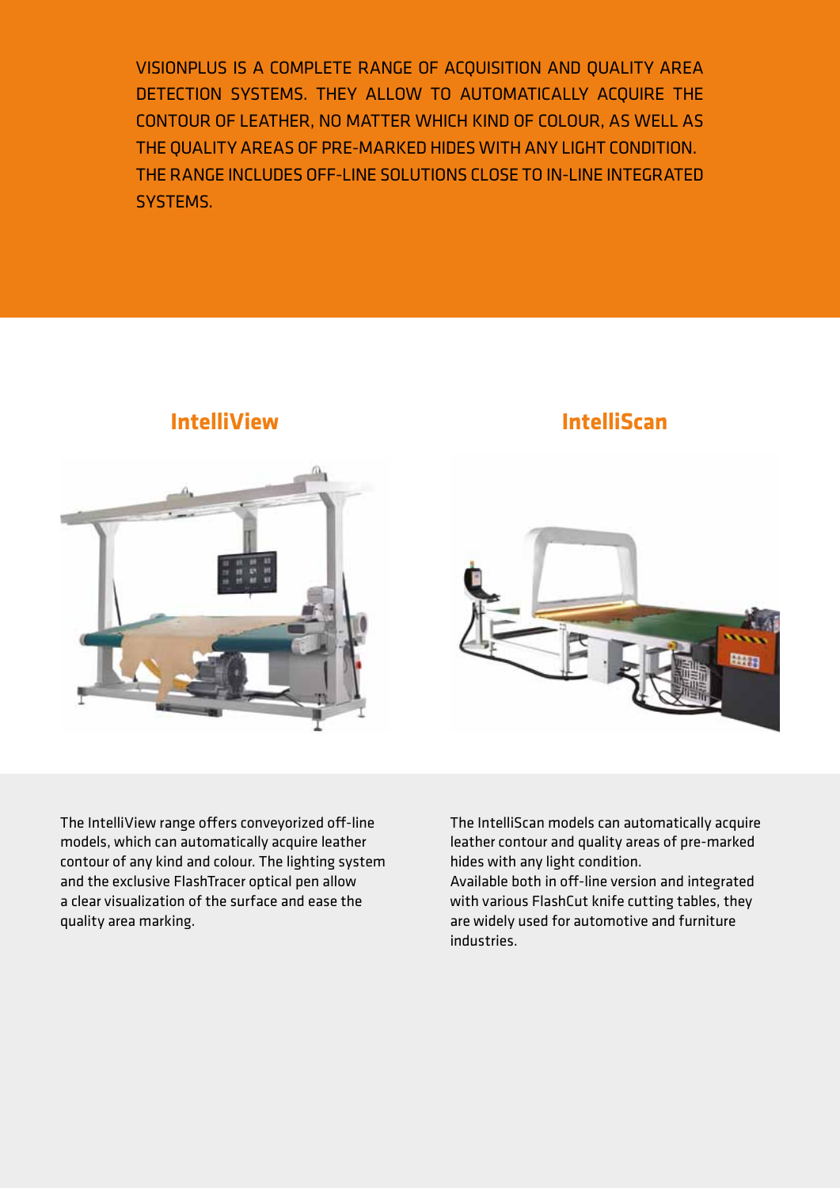VISIONPLUS IS A COMPLETE RANGE OF ACQUISITION AND QUALITY AREA DETECTION SYSTEMS. THEY ALLOW TO AUTOMATICALLY ACQUIRE THE CONTOUR OF LEATHER, NO MATTER WHICH KIND OF COLOUR, AS WELL AS THE QUALITY AREAS OF PRE-MARKED HIDES WITH ANY LIGHT CONDITION. THE RANGE INCLUDES OFF-LINE SOLUTIONS CLOSE TO IN-LINE INTEGRATED SYSTEMS.

## IntelliView

The IntelliView range offers conveyorized off-line models, which can automatically acquire leather contour of any kind and colour. The lighting system and the exclusive FlashTracer optical pen allow a clear visualization of the surface and ease the quality area marking.

## IntelliScan

The IntelliScan models can automatically acquire leather contour and quality areas of pre-marked hides with any light condition.
Available both in off-line version and integrated with various FlashCut knife cutting tables, they are widely used for automotive and furniture industries.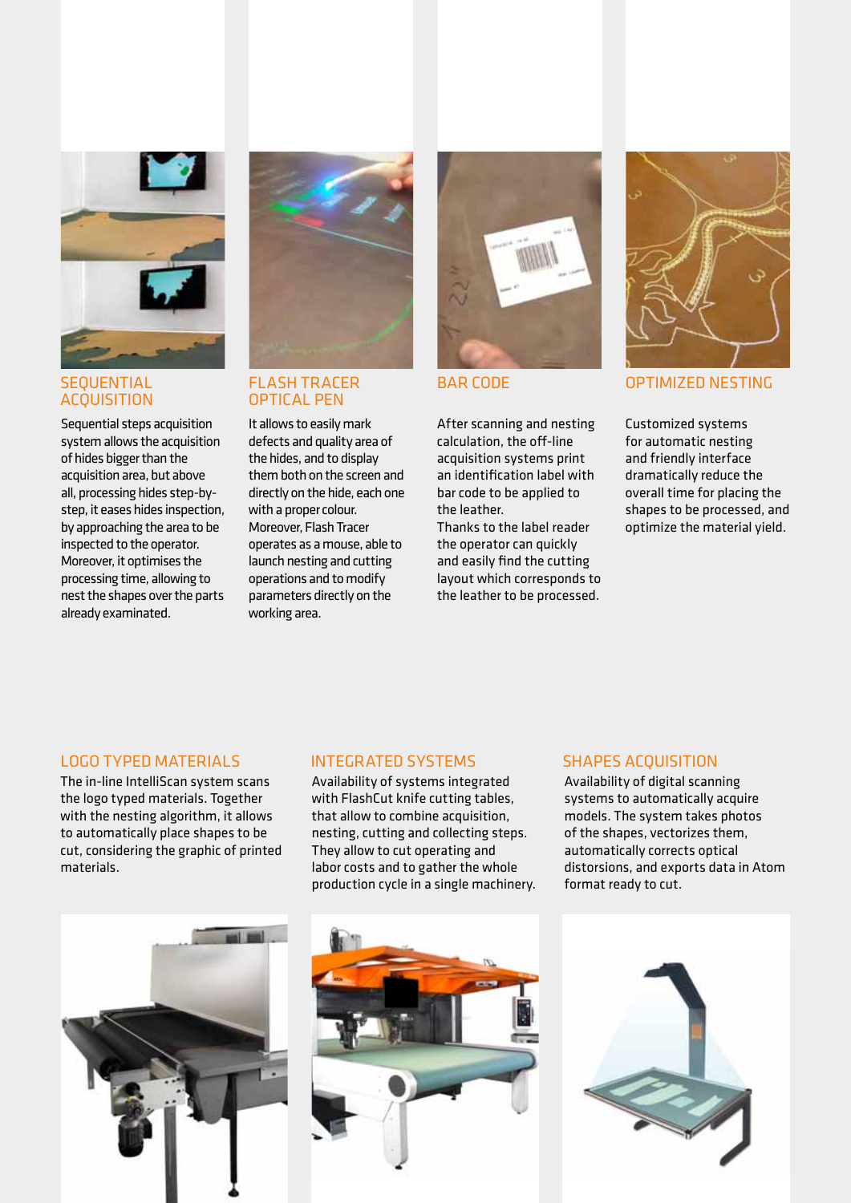## SEQUENTIAL ACQUISITION

Sequential steps acquisition system allows the acquisition of hides bigger than the acquisition area, but above all, processing hides step-by-step, it eases hides inspection, by approaching the area to be inspected to the operator. Moreover, it optimises the processing time, allowing to nest the shapes over the parts already examinated.

## FLASH TRACER OPTICAL PEN

It allows to easily mark defects and quality area of the hides, and to display them both on the screen and directly on the hide, each one with a proper colour. Moreover, Flash Tracer operates as a mouse, able to launch nesting and cutting operations and to modify parameters directly on the working area.

## BAR CODE

After scanning and nesting calculation, the off-line acquisition systems print an identification label with bar code to be applied to the leather.
Thanks to the label reader the operator can quickly and easily find the cutting layout which corresponds to the leather to be processed.

## OPTIMIZED NESTING

Customized systems for automatic nesting and friendly interface dramatically reduce the overall time for placing the shapes to be processed, and optimize the material yield.

## LOGO TYPED MATERIALS

The in-line IntelliScan system scans the logo typed materials. Together with the nesting algorithm, it allows to automatically place shapes to be cut, considering the graphic of printed materials.

## INTEGRATED SYSTEMS

Availability of systems integrated with FlashCut knife cutting tables, that allow to combine acquisition, nesting, cutting and collecting steps. They allow to cut operating and labor costs and to gather the whole production cycle in a single machinery.

## SHAPES ACQUISITION

Availability of digital scanning systems to automatically acquire models. The system takes photos of the shapes, vectorizes them, automatically corrects optical distorsions, and exports data in Atom format ready to cut.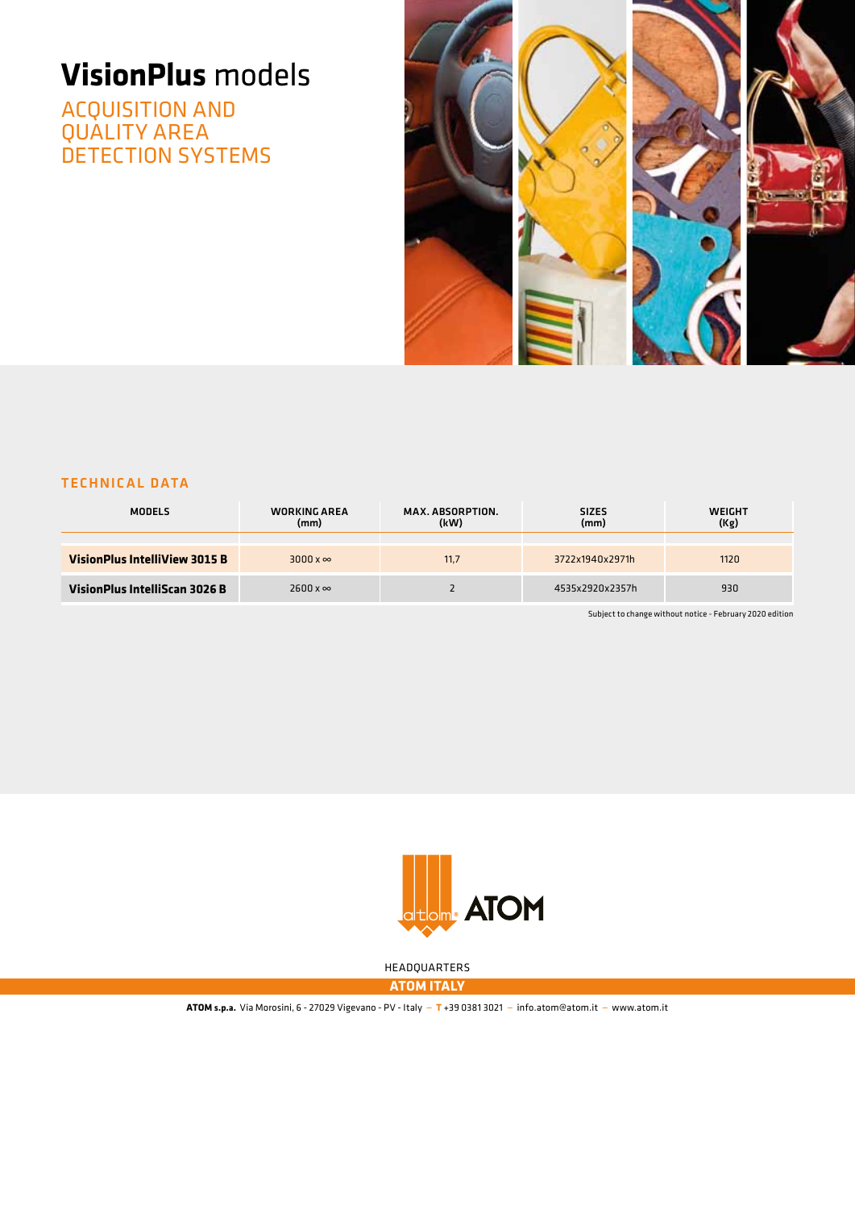# **VisionPlus** models

## ACQUISITION AND QUALITY AREA DETECTION SYSTEMS

### TECHNICAL DATA

| MODELS | WORKING AREA (mm) | MAX. ABSORPTION. (kW) | SIZES (mm) | WEIGHT (Kg) |
|---|---|---|---|---|
| **VisionPlus IntelliView 3015 B** | 3000 x ∞ | 11,7 | 3722x1940x2971h | 1120 |
| **VisionPlus IntelliScan 3026 B** | 2600 x ∞ | 2 | 4535x2920x2357h | 930 |

Subject to change without notice - February 2020 edition

atom ATOM

HEADQUARTERS

**ATOM ITALY**

**ATOM s.p.a.** Via Morosini, 6 - 27029 Vigevano - PV - Italy – T +39 0381 3021 – info.atom@atom.it – www.atom.it